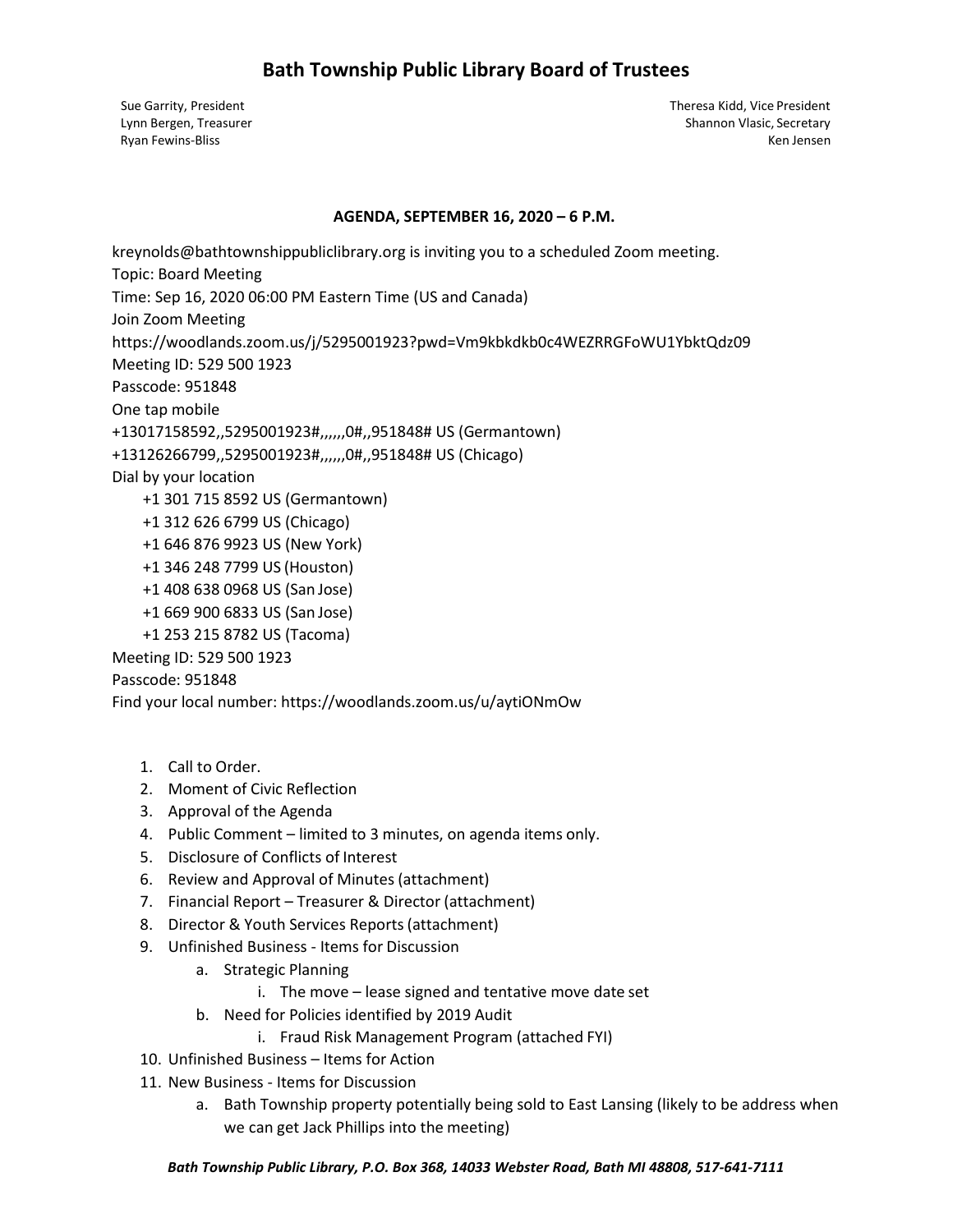# Bath Township Public Library Board of Trustees

Sue Garrity, President
Lynn Bergen, Treasurer
Ryan Fewins-Bliss

Theresa Kidd, Vice President
Shannon Vlasic, Secretary
Ken Jensen

**AGENDA, SEPTEMBER 16, 2020 – 6 P.M.**

kreynolds@bathtownshippubliclibrary.org is inviting you to a scheduled Zoom meeting.
Topic: Board Meeting
Time: Sep 16, 2020 06:00 PM Eastern Time (US and Canada)
Join Zoom Meeting
https://woodlands.zoom.us/j/5295001923?pwd=Vm9kbkdkb0c4WEZRRGFoWU1YbktQdz09
Meeting ID: 529 500 1923
Passcode: 951848
One tap mobile
+13017158592,,5295001923#,,,,,,0#,,951848# US (Germantown)
+13126266799,,5295001923#,,,,,,0#,,951848# US (Chicago)
Dial by your location

- +1 301 715 8592 US (Germantown)
- +1 312 626 6799 US (Chicago)
- +1 646 876 9923 US (New York)
- +1 346 248 7799 US (Houston)
- +1 408 638 0968 US (San Jose)
- +1 669 900 6833 US (San Jose)
- +1 253 215 8782 US (Tacoma)

Meeting ID: 529 500 1923
Passcode: 951848
Find your local number: https://woodlands.zoom.us/u/aytiONmOw

1. Call to Order.
2. Moment of Civic Reflection
3. Approval of the Agenda
4. Public Comment – limited to 3 minutes, on agenda items only.
5. Disclosure of Conflicts of Interest
6. Review and Approval of Minutes (attachment)
7. Financial Report – Treasurer & Director (attachment)
8. Director & Youth Services Reports (attachment)
9. Unfinished Business - Items for Discussion
   a. Strategic Planning
      i. The move – lease signed and tentative move date set
   b. Need for Policies identified by 2019 Audit
      i. Fraud Risk Management Program (attached FYI)
10. Unfinished Business – Items for Action
11. New Business - Items for Discussion
    a. Bath Township property potentially being sold to East Lansing (likely to be address when we can get Jack Phillips into the meeting)

*Bath Township Public Library, P.O. Box 368, 14033 Webster Road, Bath MI 48808, 517-641-7111*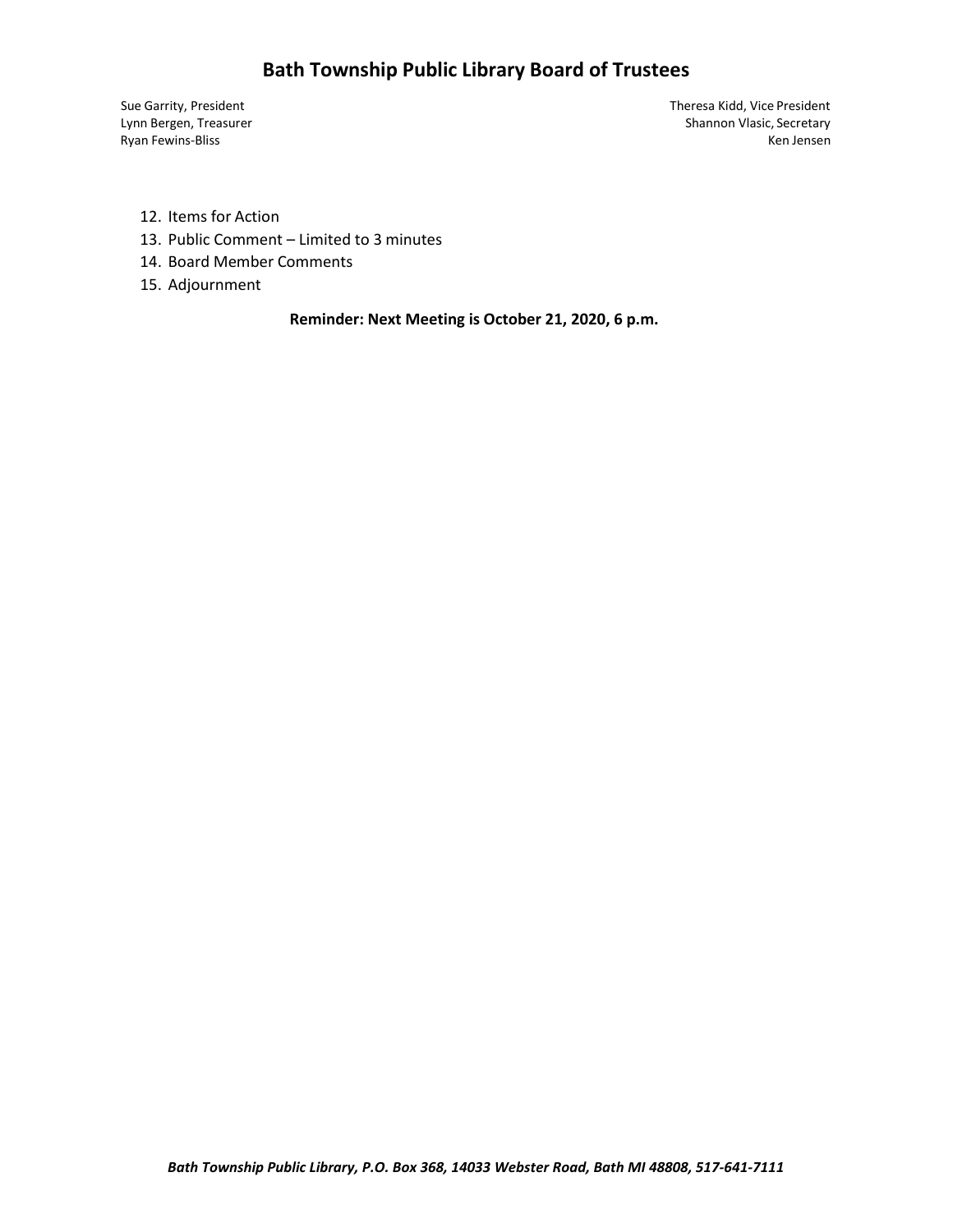12. Items for Action
13. Public Comment – Limited to 3 minutes
14. Board Member Comments
15. Adjournment

**Reminder: Next Meeting is October 21, 2020, 6 p.m.**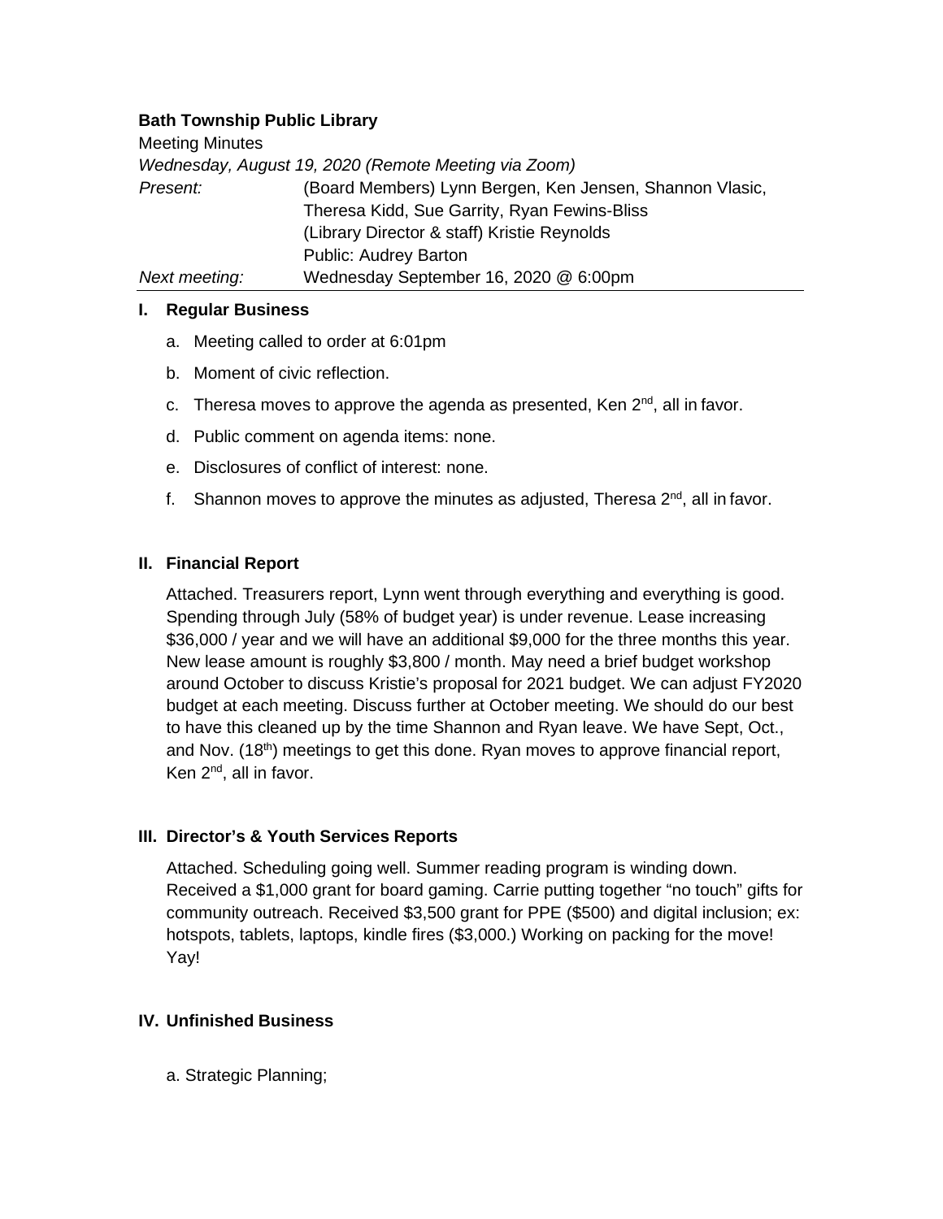**Bath Township Public Library**

Meeting Minutes

*Wednesday, August 19, 2020 (Remote Meeting via Zoom)*

| *Present:* | (Board Members) Lynn Bergen, Ken Jensen, Shannon Vlasic, Theresa Kidd, Sue Garrity, Ryan Fewins-Bliss<br>(Library Director & staff) Kristie Reynolds<br>Public: Audrey Barton |
|---|---|
| *Next meeting:* | Wednesday September 16, 2020 @ 6:00pm |

## I. Regular Business

a. Meeting called to order at 6:01pm

b. Moment of civic reflection.

c. Theresa moves to approve the agenda as presented, Ken 2nd, all in favor.

d. Public comment on agenda items: none.

e. Disclosures of conflict of interest: none.

f. Shannon moves to approve the minutes as adjusted, Theresa 2nd, all in favor.

## II. Financial Report

Attached. Treasurers report, Lynn went through everything and everything is good. Spending through July (58% of budget year) is under revenue. Lease increasing $36,000 / year and we will have an additional $9,000 for the three months this year. New lease amount is roughly $3,800 / month. May need a brief budget workshop around October to discuss Kristie's proposal for 2021 budget. We can adjust FY2020 budget at each meeting. Discuss further at October meeting. We should do our best to have this cleaned up by the time Shannon and Ryan leave. We have Sept, Oct., and Nov. (18th) meetings to get this done. Ryan moves to approve financial report, Ken 2nd, all in favor.

## III. Director's & Youth Services Reports

Attached. Scheduling going well. Summer reading program is winding down. Received a $1,000 grant for board gaming. Carrie putting together "no touch" gifts for community outreach. Received $3,500 grant for PPE ($500) and digital inclusion; ex: hotspots, tablets, laptops, kindle fires ($3,000.) Working on packing for the move! Yay!

## IV. Unfinished Business

a. Strategic Planning;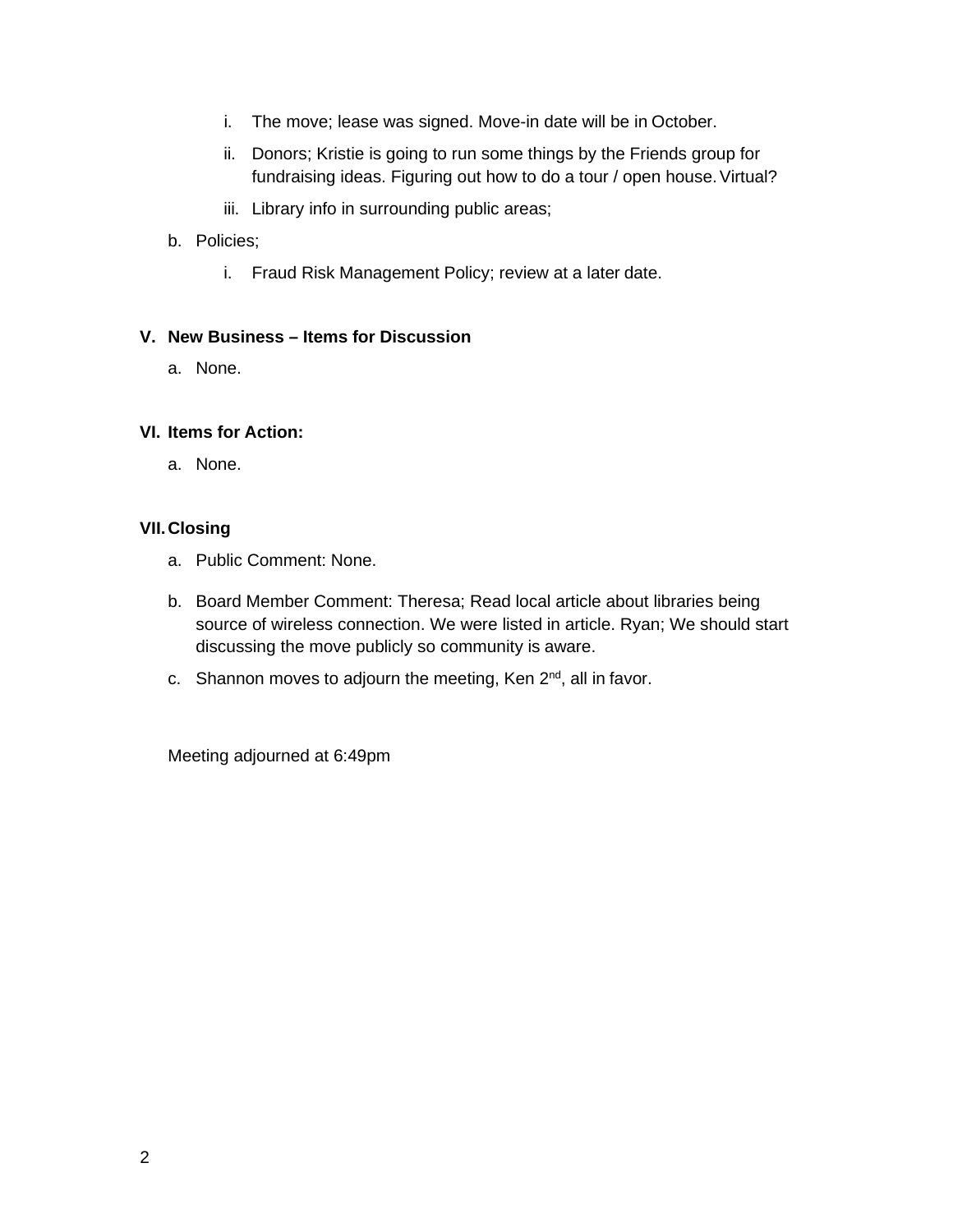i. The move; lease was signed. Move-in date will be in October.

ii. Donors; Kristie is going to run some things by the Friends group for fundraising ideas. Figuring out how to do a tour / open house. Virtual?

iii. Library info in surrounding public areas;

b. Policies;

i. Fraud Risk Management Policy; review at a later date.

## V. New Business – Items for Discussion

a. None.

## VI. Items for Action:

a. None.

## VII. Closing

a. Public Comment: None.

b. Board Member Comment: Theresa; Read local article about libraries being source of wireless connection. We were listed in article. Ryan; We should start discussing the move publicly so community is aware.

c. Shannon moves to adjourn the meeting, Ken 2nd, all in favor.

Meeting adjourned at 6:49pm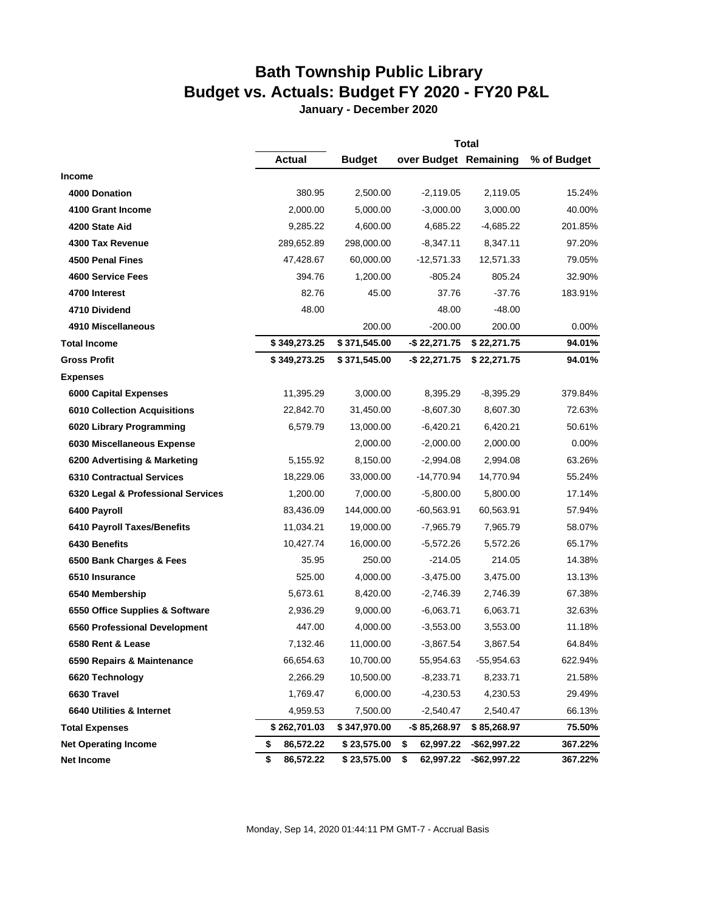# Bath Township Public Library
# Budget vs. Actuals: Budget FY 2020 - FY20 P&L

**January - December 2020**

| | Total | | | | |
|---|---|---|---|---|---|
| | **Actual** | **Budget** | **over Budget** | **Remaining** | **% of Budget** |
| **Income** | | | | | |
| **4000 Donation** | 380.95 | 2,500.00 | -2,119.05 | 2,119.05 | 15.24% |
| **4100 Grant Income** | 2,000.00 | 5,000.00 | -3,000.00 | 3,000.00 | 40.00% |
| **4200 State Aid** | 9,285.22 | 4,600.00 | 4,685.22 | -4,685.22 | 201.85% |
| **4300 Tax Revenue** | 289,652.89 | 298,000.00 | -8,347.11 | 8,347.11 | 97.20% |
| **4500 Penal Fines** | 47,428.67 | 60,000.00 | -12,571.33 | 12,571.33 | 79.05% |
| **4600 Service Fees** | 394.76 | 1,200.00 | -805.24 | 805.24 | 32.90% |
| **4700 Interest** | 82.76 | 45.00 | 37.76 | -37.76 | 183.91% |
| **4710 Dividend** | 48.00 | | 48.00 | -48.00 | |
| **4910 Miscellaneous** | | 200.00 | -200.00 | 200.00 | 0.00% |
| **Total Income** | **$ 349,273.25** | **$ 371,545.00** | **-$ 22,271.75** | **$ 22,271.75** | **94.01%** |
| **Gross Profit** | **$ 349,273.25** | **$ 371,545.00** | **-$ 22,271.75** | **$ 22,271.75** | **94.01%** |
| **Expenses** | | | | | |
| **6000 Capital Expenses** | 11,395.29 | 3,000.00 | 8,395.29 | -8,395.29 | 379.84% |
| **6010 Collection Acquisitions** | 22,842.70 | 31,450.00 | -8,607.30 | 8,607.30 | 72.63% |
| **6020 Library Programming** | 6,579.79 | 13,000.00 | -6,420.21 | 6,420.21 | 50.61% |
| **6030 Miscellaneous Expense** | | 2,000.00 | -2,000.00 | 2,000.00 | 0.00% |
| **6200 Advertising & Marketing** | 5,155.92 | 8,150.00 | -2,994.08 | 2,994.08 | 63.26% |
| **6310 Contractual Services** | 18,229.06 | 33,000.00 | -14,770.94 | 14,770.94 | 55.24% |
| **6320 Legal & Professional Services** | 1,200.00 | 7,000.00 | -5,800.00 | 5,800.00 | 17.14% |
| **6400 Payroll** | 83,436.09 | 144,000.00 | -60,563.91 | 60,563.91 | 57.94% |
| **6410 Payroll Taxes/Benefits** | 11,034.21 | 19,000.00 | -7,965.79 | 7,965.79 | 58.07% |
| **6430 Benefits** | 10,427.74 | 16,000.00 | -5,572.26 | 5,572.26 | 65.17% |
| **6500 Bank Charges & Fees** | 35.95 | 250.00 | -214.05 | 214.05 | 14.38% |
| **6510 Insurance** | 525.00 | 4,000.00 | -3,475.00 | 3,475.00 | 13.13% |
| **6540 Membership** | 5,673.61 | 8,420.00 | -2,746.39 | 2,746.39 | 67.38% |
| **6550 Office Supplies & Software** | 2,936.29 | 9,000.00 | -6,063.71 | 6,063.71 | 32.63% |
| **6560 Professional Development** | 447.00 | 4,000.00 | -3,553.00 | 3,553.00 | 11.18% |
| **6580 Rent & Lease** | 7,132.46 | 11,000.00 | -3,867.54 | 3,867.54 | 64.84% |
| **6590 Repairs & Maintenance** | 66,654.63 | 10,700.00 | 55,954.63 | -55,954.63 | 622.94% |
| **6620 Technology** | 2,266.29 | 10,500.00 | -8,233.71 | 8,233.71 | 21.58% |
| **6630 Travel** | 1,769.47 | 6,000.00 | -4,230.53 | 4,230.53 | 29.49% |
| **6640 Utilities & Internet** | 4,959.53 | 7,500.00 | -2,540.47 | 2,540.47 | 66.13% |
| **Total Expenses** | **$ 262,701.03** | **$ 347,970.00** | **-$ 85,268.97** | **$ 85,268.97** | **75.50%** |
| **Net Operating Income** | **$ 86,572.22** | **$ 23,575.00** | **$ 62,997.22** | **-$62,997.22** | **367.22%** |
| **Net Income** | **$ 86,572.22** | **$ 23,575.00** | **$ 62,997.22** | **-$62,997.22** | **367.22%** |

Monday, Sep 14, 2020 01:44:11 PM GMT-7 - Accrual Basis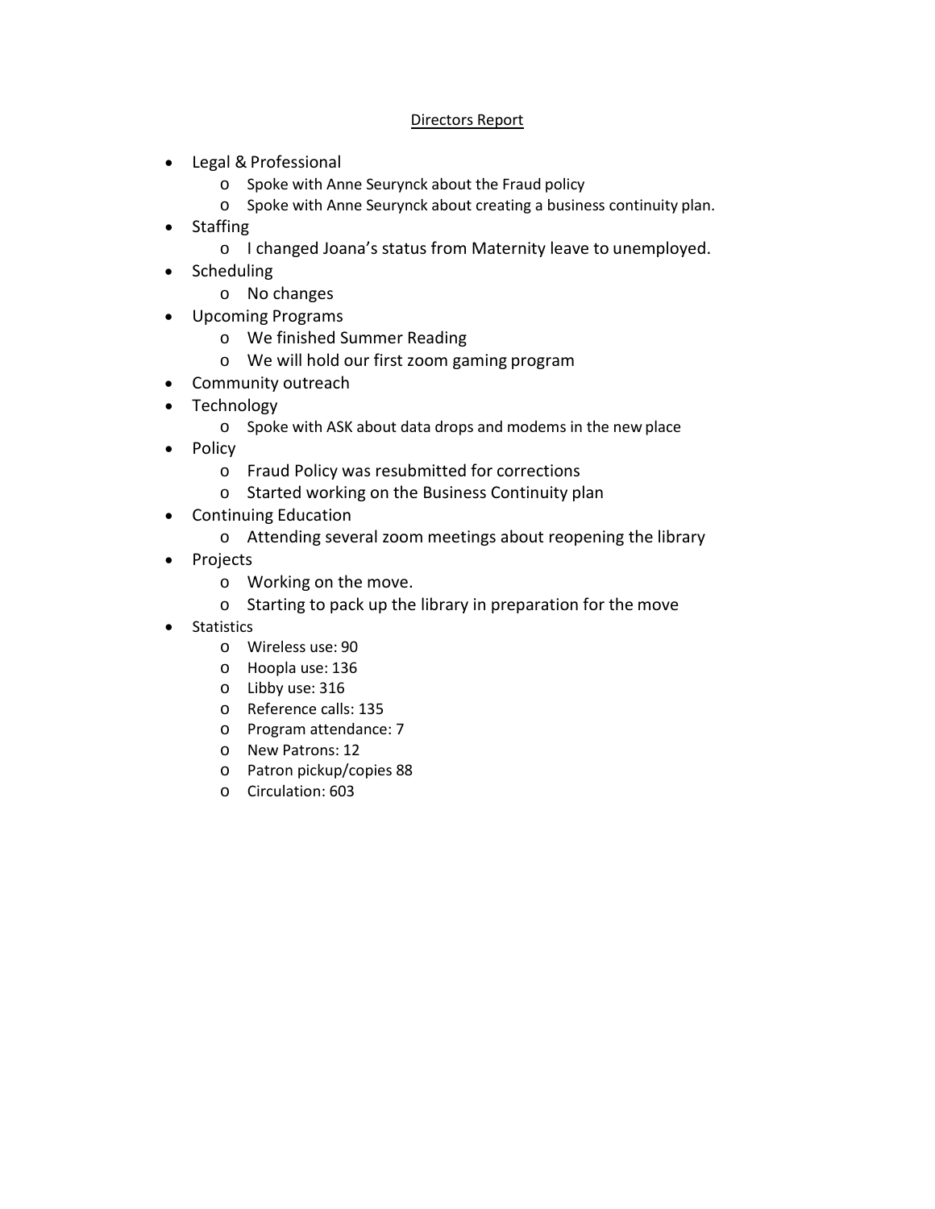Directors Report

- Legal & Professional
  - Spoke with Anne Seurynck about the Fraud policy
  - Spoke with Anne Seurynck about creating a business continuity plan.
- Staffing
  - I changed Joana's status from Maternity leave to unemployed.
- Scheduling
  - No changes
- Upcoming Programs
  - We finished Summer Reading
  - We will hold our first zoom gaming program
- Community outreach
- Technology
  - Spoke with ASK about data drops and modems in the new place
- Policy
  - Fraud Policy was resubmitted for corrections
  - Started working on the Business Continuity plan
- Continuing Education
  - Attending several zoom meetings about reopening the library
- Projects
  - Working on the move.
  - Starting to pack up the library in preparation for the move
- Statistics
  - Wireless use: 90
  - Hoopla use: 136
  - Libby use: 316
  - Reference calls: 135
  - Program attendance: 7
  - New Patrons: 12
  - Patron pickup/copies 88
  - Circulation: 603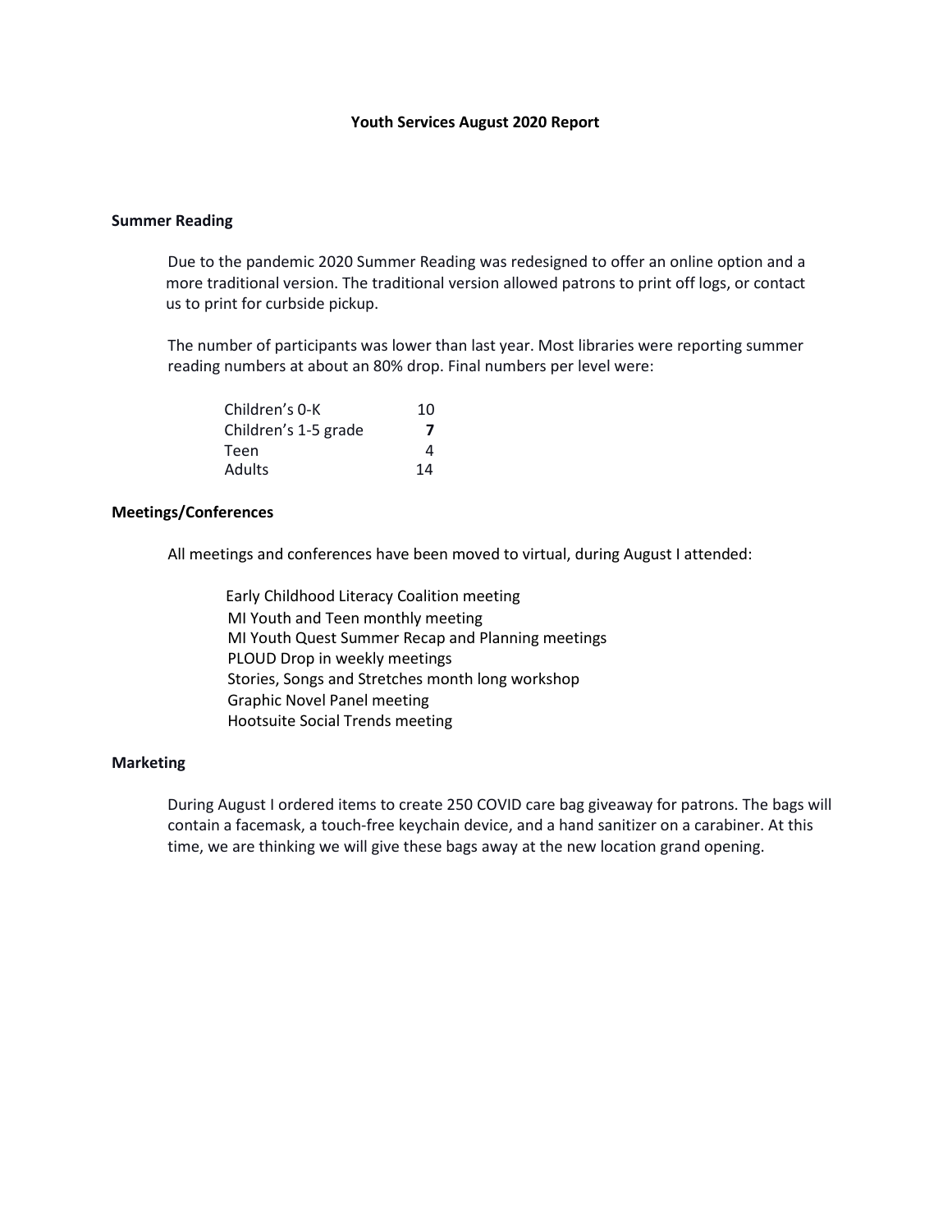# Youth Services August 2020 Report

## Summer Reading

Due to the pandemic 2020 Summer Reading was redesigned to offer an online option and a more traditional version. The traditional version allowed patrons to print off logs, or contact us to print for curbside pickup.

The number of participants was lower than last year. Most libraries were reporting summer reading numbers at about an 80% drop. Final numbers per level were:

| Level | Participants |
|---|---|
| Children's 0-K | 10 |
| Children's 1-5 grade | **7** |
| Teen | 4 |
| Adults | 14 |

## Meetings/Conferences

All meetings and conferences have been moved to virtual, during August I attended:

- Early Childhood Literacy Coalition meeting
- MI Youth and Teen monthly meeting
- MI Youth Quest Summer Recap and Planning meetings
- PLOUD Drop in weekly meetings
- Stories, Songs and Stretches month long workshop
- Graphic Novel Panel meeting
- Hootsuite Social Trends meeting

## Marketing

During August I ordered items to create 250 COVID care bag giveaway for patrons. The bags will contain a facemask, a touch-free keychain device, and a hand sanitizer on a carabiner. At this time, we are thinking we will give these bags away at the new location grand opening.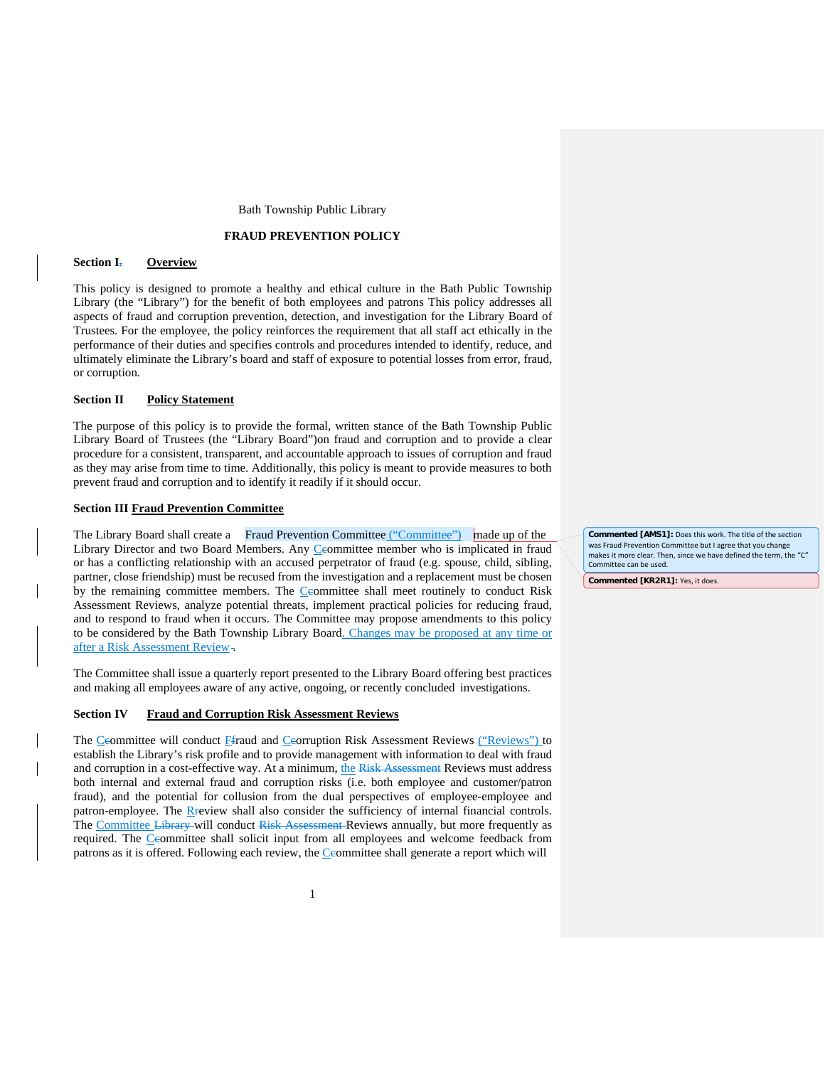Bath Township Public Library

**FRAUD PREVENTION POLICY**

**Section I. Overview**

This policy is designed to promote a healthy and ethical culture in the Bath Public Township Library (the "Library") for the benefit of both employees and patrons This policy addresses all aspects of fraud and corruption prevention, detection, and investigation for the Library Board of Trustees. For the employee, the policy reinforces the requirement that all staff act ethically in the performance of their duties and specifies controls and procedures intended to identify, reduce, and ultimately eliminate the Library's board and staff of exposure to potential losses from error, fraud, or corruption.

**Section II Policy Statement**

The purpose of this policy is to provide the formal, written stance of the Bath Township Public Library Board of Trustees (the "Library Board")on fraud and corruption and to provide a clear procedure for a consistent, transparent, and accountable approach to issues of corruption and fraud as they may arise from time to time. Additionally, this policy is meant to provide measures to both prevent fraud and corruption and to identify it readily if it should occur.

**Section III Fraud Prevention Committee**

The Library Board shall create a Fraud Prevention Committee ("Committee") made up of the Library Director and two Board Members. Any Committee member who is implicated in fraud or has a conflicting relationship with an accused perpetrator of fraud (e.g. spouse, child, sibling, partner, close friendship) must be recused from the investigation and a replacement must be chosen by the remaining committee members. The Committee shall meet routinely to conduct Risk Assessment Reviews, analyze potential threats, implement practical policies for reducing fraud, and to respond to fraud when it occurs. The Committee may propose amendments to this policy to be considered by the Bath Township Library Board. Changes may be proposed at any time or after a Risk Assessment Review.

The Committee shall issue a quarterly report presented to the Library Board offering best practices and making all employees aware of any active, ongoing, or recently concluded investigations.

**Section IV Fraud and Corruption Risk Assessment Reviews**

The Committee will conduct Fraud and Corruption Risk Assessment Reviews ("Reviews") to establish the Library's risk profile and to provide management with information to deal with fraud and corruption in a cost-effective way. At a minimum, the Reviews must address both internal and external fraud and corruption risks (i.e. both employee and customer/patron fraud), and the potential for collusion from the dual perspectives of employee-employee and patron-employee. The Review shall also consider the sufficiency of internal financial controls. The Committee will conduct Reviews annually, but more frequently as required. The Committee shall solicit input from all employees and welcome feedback from patrons as it is offered. Following each review, the Committee shall generate a report which will

**Commented [AMS1]:** Does this work. The title of the section was Fraud Prevention Committee but I agree that you change makes it more clear. Then, since we have defined the term, the "C" Committee can be used.

**Commented [KR2R1]:** Yes, it does.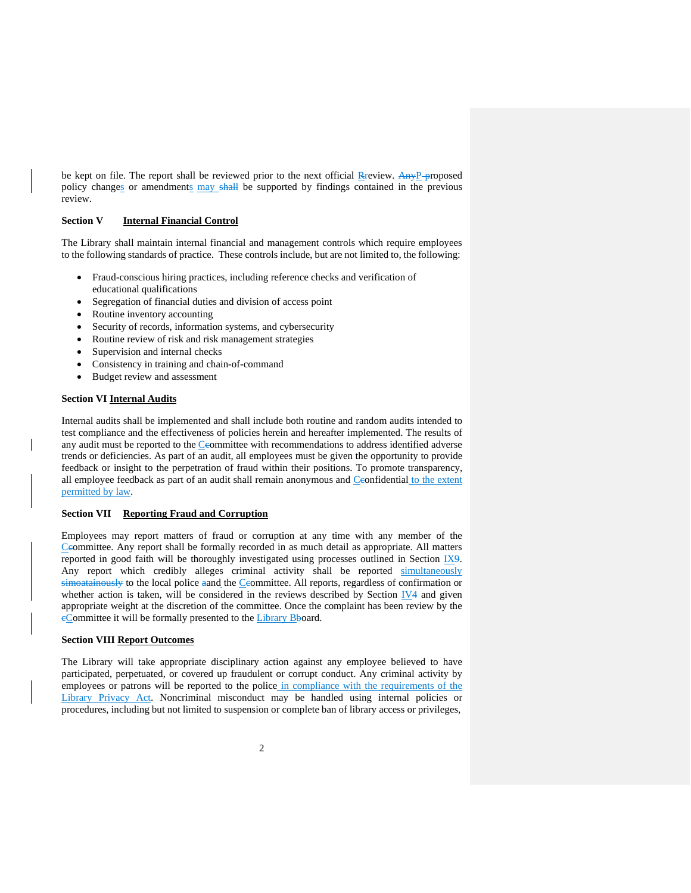be kept on file. The report shall be reviewed prior to the next official Review. Proposed policy changes or amendments may be supported by findings contained in the previous review.

**Section V** **Internal Financial Control**

The Library shall maintain internal financial and management controls which require employees to the following standards of practice. These controls include, but are not limited to, the following:

- Fraud-conscious hiring practices, including reference checks and verification of educational qualifications
- Segregation of financial duties and division of access point
- Routine inventory accounting
- Security of records, information systems, and cybersecurity
- Routine review of risk and risk management strategies
- Supervision and internal checks
- Consistency in training and chain-of-command
- Budget review and assessment

**Section VI** **Internal Audits**

Internal audits shall be implemented and shall include both routine and random audits intended to test compliance and the effectiveness of policies herein and hereafter implemented. The results of any audit must be reported to the Committee with recommendations to address identified adverse trends or deficiencies. As part of an audit, all employees must be given the opportunity to provide feedback or insight to the perpetration of fraud within their positions. To promote transparency, all employee feedback as part of an audit shall remain anonymous and Confidential to the extent permitted by law.

**Section VII** **Reporting Fraud and Corruption**

Employees may report matters of fraud or corruption at any time with any member of the Committee. Any report shall be formally recorded in as much detail as appropriate. All matters reported in good faith will be thoroughly investigated using processes outlined in Section IX. Any report which credibly alleges criminal activity shall be reported simultaneously to the local police and the Committee. All reports, regardless of confirmation or whether action is taken, will be considered in the reviews described by Section IV and given appropriate weight at the discretion of the committee. Once the complaint has been review by the Committee it will be formally presented to the Library Board.

**Section VIII** **Report Outcomes**

The Library will take appropriate disciplinary action against any employee believed to have participated, perpetuated, or covered up fraudulent or corrupt conduct. Any criminal activity by employees or patrons will be reported to the police in compliance with the requirements of the Library Privacy Act. Noncriminal misconduct may be handled using internal policies or procedures, including but not limited to suspension or complete ban of library access or privileges,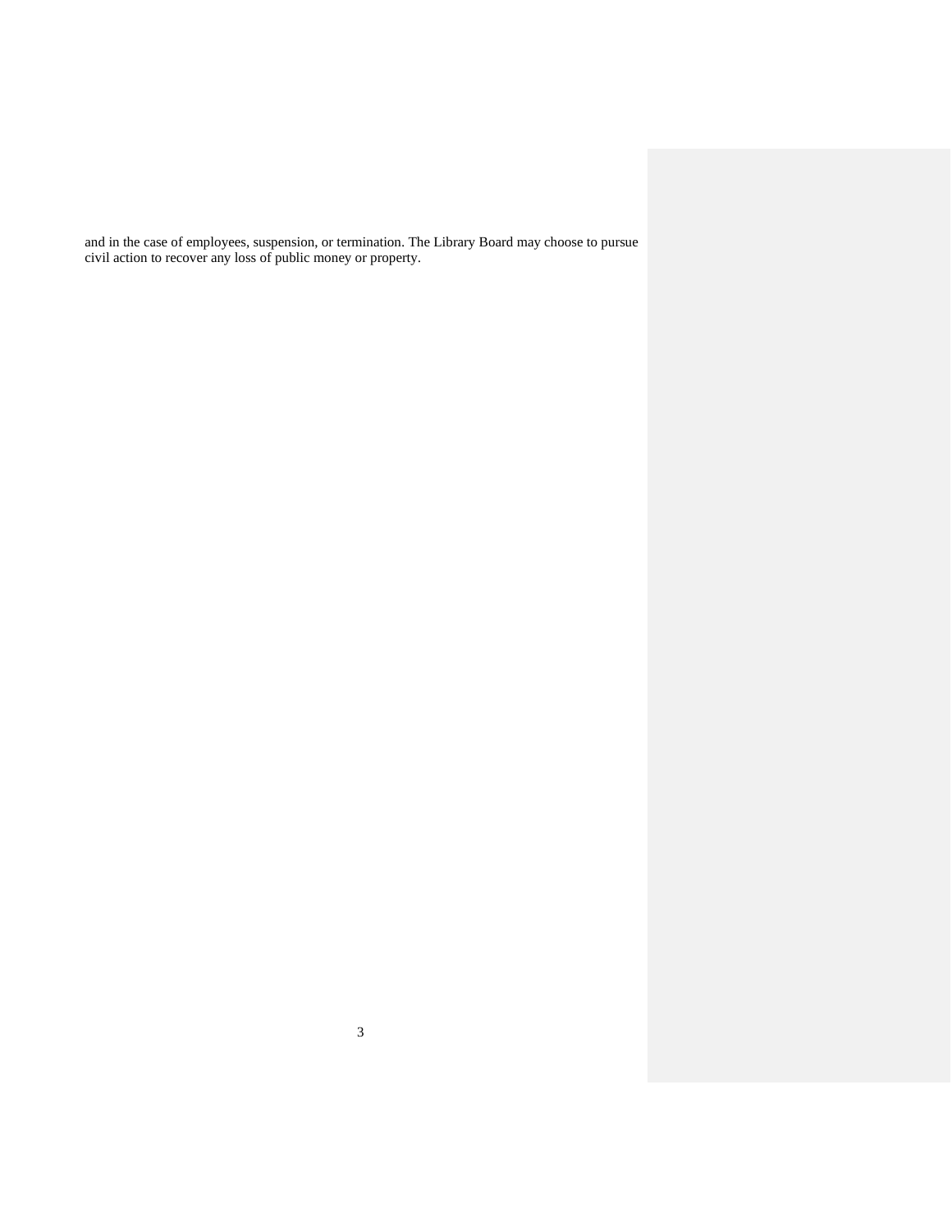and in the case of employees, suspension, or termination. The Library Board may choose to pursue civil action to recover any loss of public money or property.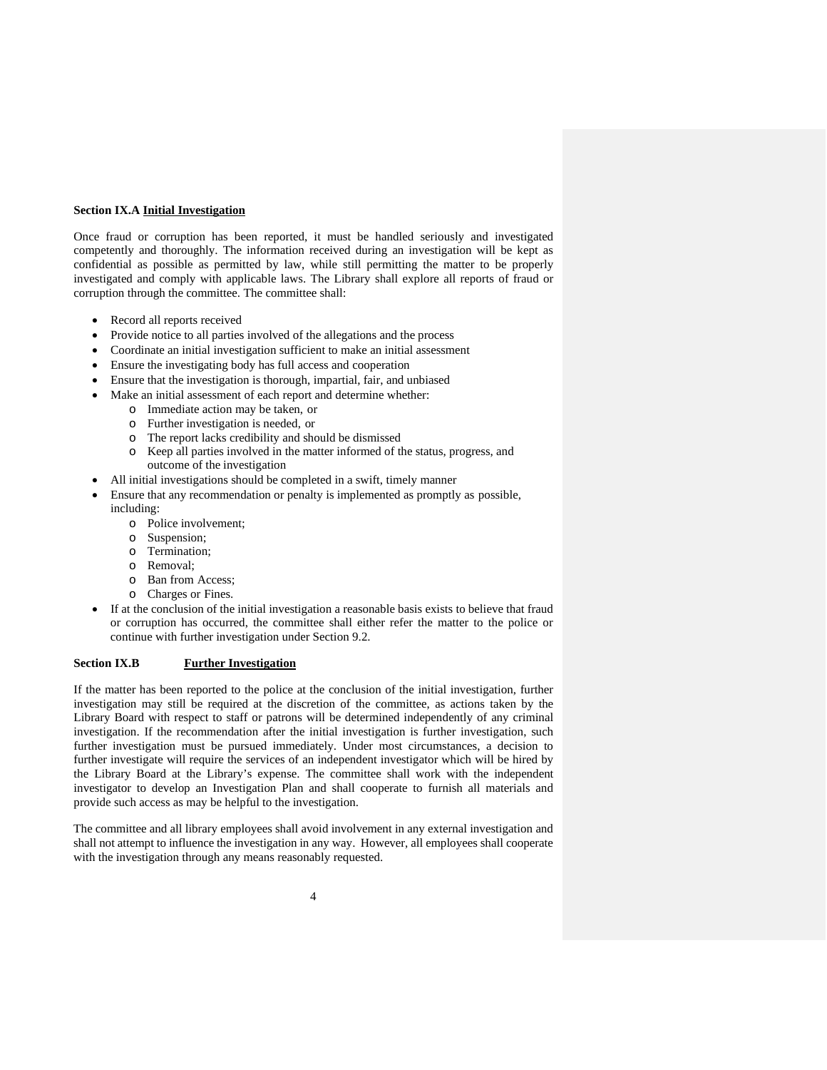### Section IX.A Initial Investigation

Once fraud or corruption has been reported, it must be handled seriously and investigated competently and thoroughly. The information received during an investigation will be kept as confidential as possible as permitted by law, while still permitting the matter to be properly investigated and comply with applicable laws. The Library shall explore all reports of fraud or corruption through the committee. The committee shall:

- Record all reports received
- Provide notice to all parties involved of the allegations and the process
- Coordinate an initial investigation sufficient to make an initial assessment
- Ensure the investigating body has full access and cooperation
- Ensure that the investigation is thorough, impartial, fair, and unbiased
- Make an initial assessment of each report and determine whether:
  - Immediate action may be taken, or
  - Further investigation is needed, or
  - The report lacks credibility and should be dismissed
  - Keep all parties involved in the matter informed of the status, progress, and outcome of the investigation
- All initial investigations should be completed in a swift, timely manner
- Ensure that any recommendation or penalty is implemented as promptly as possible, including:
  - Police involvement;
  - Suspension;
  - Termination;
  - Removal;
  - Ban from Access;
  - Charges or Fines.
- If at the conclusion of the initial investigation a reasonable basis exists to believe that fraud or corruption has occurred, the committee shall either refer the matter to the police or continue with further investigation under Section 9.2.

### Section IX.B Further Investigation

If the matter has been reported to the police at the conclusion of the initial investigation, further investigation may still be required at the discretion of the committee, as actions taken by the Library Board with respect to staff or patrons will be determined independently of any criminal investigation. If the recommendation after the initial investigation is further investigation, such further investigation must be pursued immediately. Under most circumstances, a decision to further investigate will require the services of an independent investigator which will be hired by the Library Board at the Library's expense. The committee shall work with the independent investigator to develop an Investigation Plan and shall cooperate to furnish all materials and provide such access as may be helpful to the investigation.

The committee and all library employees shall avoid involvement in any external investigation and shall not attempt to influence the investigation in any way. However, all employees shall cooperate with the investigation through any means reasonably requested.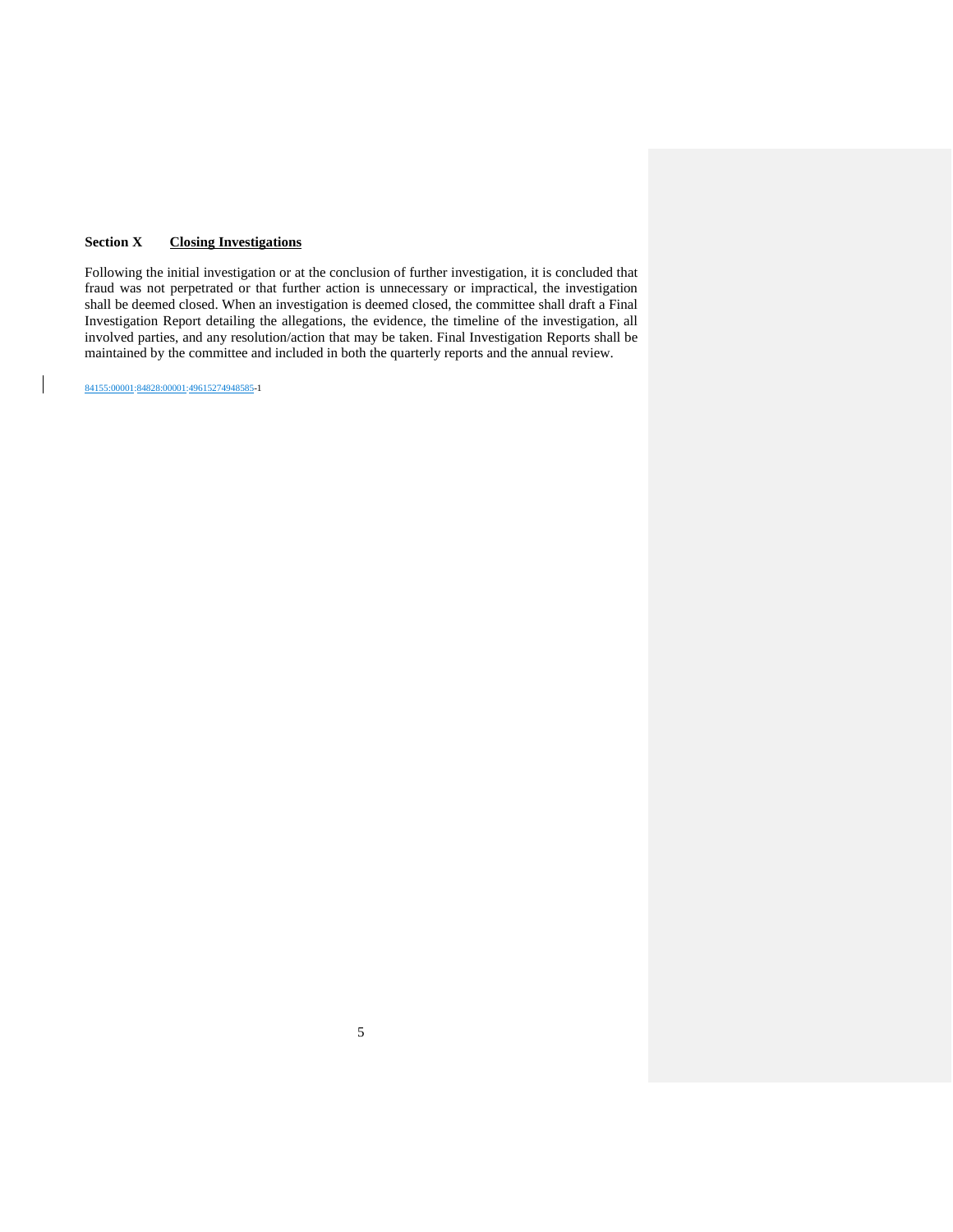**Section X Closing Investigations**

Following the initial investigation or at the conclusion of further investigation, it is concluded that fraud was not perpetrated or that further action is unnecessary or impractical, the investigation shall be deemed closed. When an investigation is deemed closed, the committee shall draft a Final Investigation Report detailing the allegations, the evidence, the timeline of the investigation, all involved parties, and any resolution/action that may be taken. Final Investigation Reports shall be maintained by the committee and included in both the quarterly reports and the annual review.

84155:00001:84828:00001:49615274948585-1